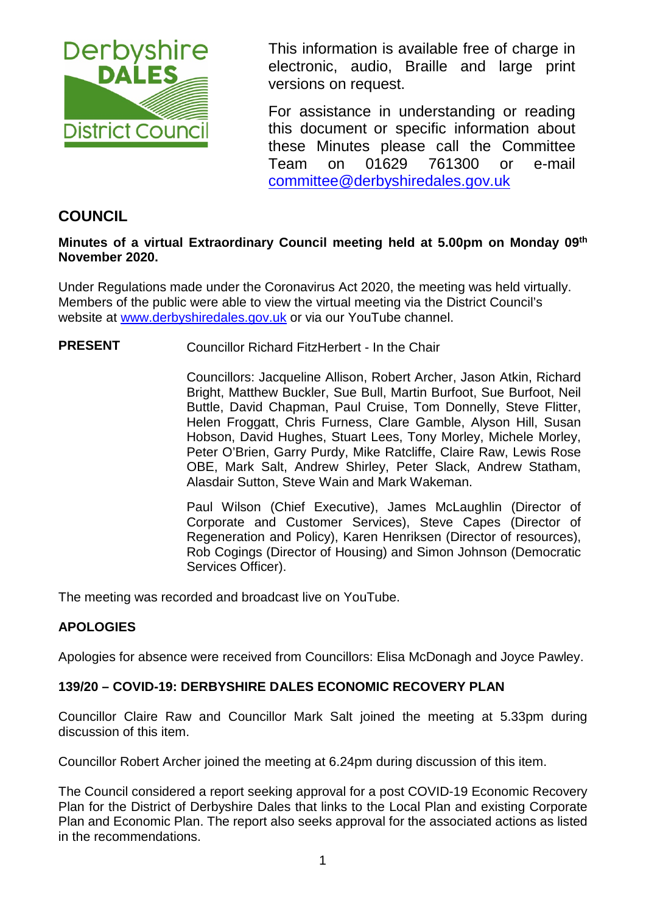Derbyshire DALES District Council

This information is available free of charge in electronic, audio, Braille and large print versions on request.

For assistance in understanding or reading this document or specific information about these Minutes please call the Committee Team on 01629 761300 or e-mail committee@derbyshiredales.gov.uk

## COUNCIL

**Minutes of a virtual Extraordinary Council meeting held at 5.00pm on Monday 09th November 2020.**

Under Regulations made under the Coronavirus Act 2020, the meeting was held virtually. Members of the public were able to view the virtual meeting via the District Council's website at www.derbyshiredales.gov.uk or via our YouTube channel.

**PRESENT** Councillor Richard FitzHerbert - In the Chair

Councillors: Jacqueline Allison, Robert Archer, Jason Atkin, Richard Bright, Matthew Buckler, Sue Bull, Martin Burfoot, Sue Burfoot, Neil Buttle, David Chapman, Paul Cruise, Tom Donnelly, Steve Flitter, Helen Froggatt, Chris Furness, Clare Gamble, Alyson Hill, Susan Hobson, David Hughes, Stuart Lees, Tony Morley, Michele Morley, Peter O'Brien, Garry Purdy, Mike Ratcliffe, Claire Raw, Lewis Rose OBE, Mark Salt, Andrew Shirley, Peter Slack, Andrew Statham, Alasdair Sutton, Steve Wain and Mark Wakeman.

Paul Wilson (Chief Executive), James McLaughlin (Director of Corporate and Customer Services), Steve Capes (Director of Regeneration and Policy), Karen Henriksen (Director of resources), Rob Cogings (Director of Housing) and Simon Johnson (Democratic Services Officer).

The meeting was recorded and broadcast live on YouTube.

### APOLOGIES

Apologies for absence were received from Councillors: Elisa McDonagh and Joyce Pawley.

### 139/20 – COVID-19: DERBYSHIRE DALES ECONOMIC RECOVERY PLAN

Councillor Claire Raw and Councillor Mark Salt joined the meeting at 5.33pm during discussion of this item.

Councillor Robert Archer joined the meeting at 6.24pm during discussion of this item.

The Council considered a report seeking approval for a post COVID-19 Economic Recovery Plan for the District of Derbyshire Dales that links to the Local Plan and existing Corporate Plan and Economic Plan. The report also seeks approval for the associated actions as listed in the recommendations.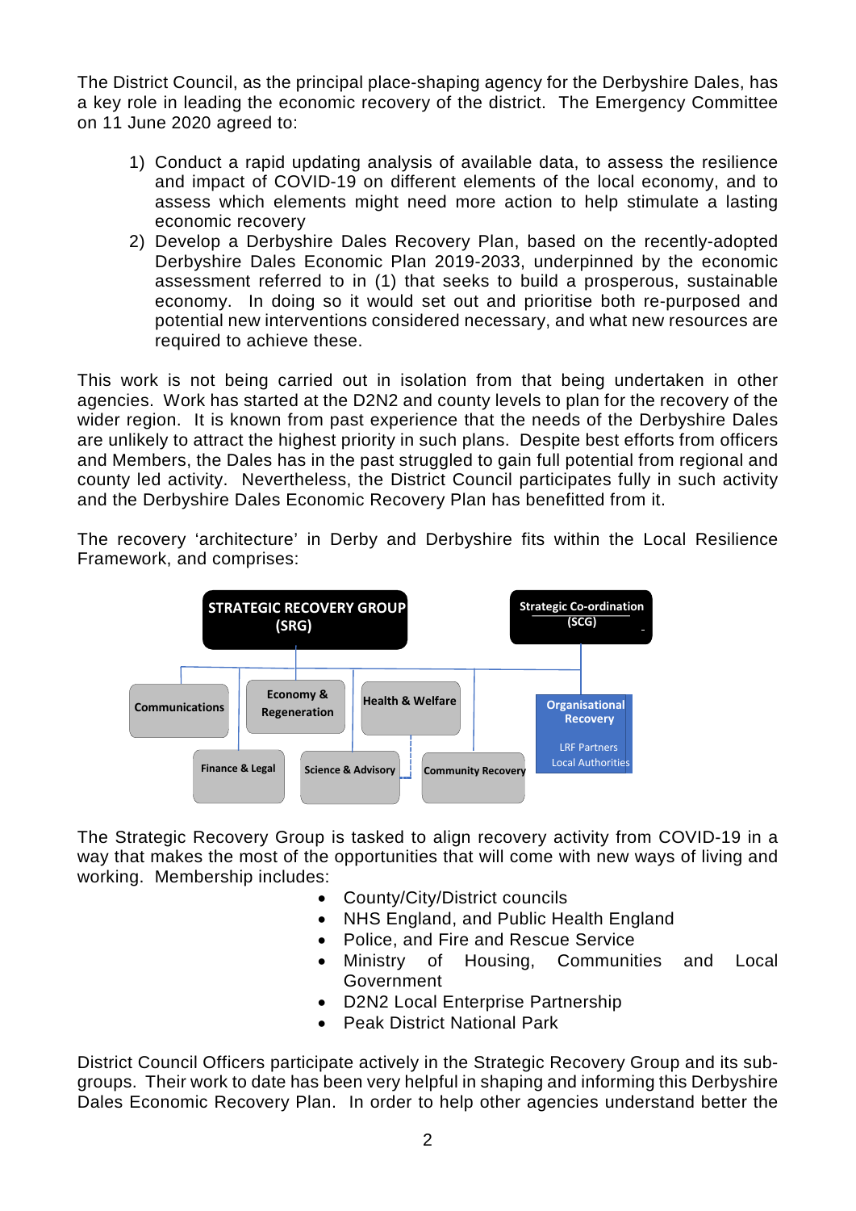The District Council, as the principal place-shaping agency for the Derbyshire Dales, has a key role in leading the economic recovery of the district. The Emergency Committee on 11 June 2020 agreed to:

1) Conduct a rapid updating analysis of available data, to assess the resilience and impact of COVID-19 on different elements of the local economy, and to assess which elements might need more action to help stimulate a lasting economic recovery
2) Develop a Derbyshire Dales Recovery Plan, based on the recently-adopted Derbyshire Dales Economic Plan 2019-2033, underpinned by the economic assessment referred to in (1) that seeks to build a prosperous, sustainable economy. In doing so it would set out and prioritise both re-purposed and potential new interventions considered necessary, and what new resources are required to achieve these.

This work is not being carried out in isolation from that being undertaken in other agencies. Work has started at the D2N2 and county levels to plan for the recovery of the wider region. It is known from past experience that the needs of the Derbyshire Dales are unlikely to attract the highest priority in such plans. Despite best efforts from officers and Members, the Dales has in the past struggled to gain full potential from regional and county led activity. Nevertheless, the District Council participates fully in such activity and the Derbyshire Dales Economic Recovery Plan has benefitted from it.

The recovery 'architecture' in Derby and Derbyshire fits within the Local Resilience Framework, and comprises:

STRATEGIC RECOVERY GROUP (SRG)

Strategic Co-ordination (SCG)

Communications

Economy & Regeneration

Health & Welfare

Organisational Recovery
LRF Partners
Local Authorities

Finance & Legal

Science & Advisory

Community Recovery

The Strategic Recovery Group is tasked to align recovery activity from COVID-19 in a way that makes the most of the opportunities that will come with new ways of living and working. Membership includes:

- County/City/District councils
- NHS England, and Public Health England
- Police, and Fire and Rescue Service
- Ministry of Housing, Communities and Local Government
- D2N2 Local Enterprise Partnership
- Peak District National Park

District Council Officers participate actively in the Strategic Recovery Group and its sub-groups. Their work to date has been very helpful in shaping and informing this Derbyshire Dales Economic Recovery Plan. In order to help other agencies understand better the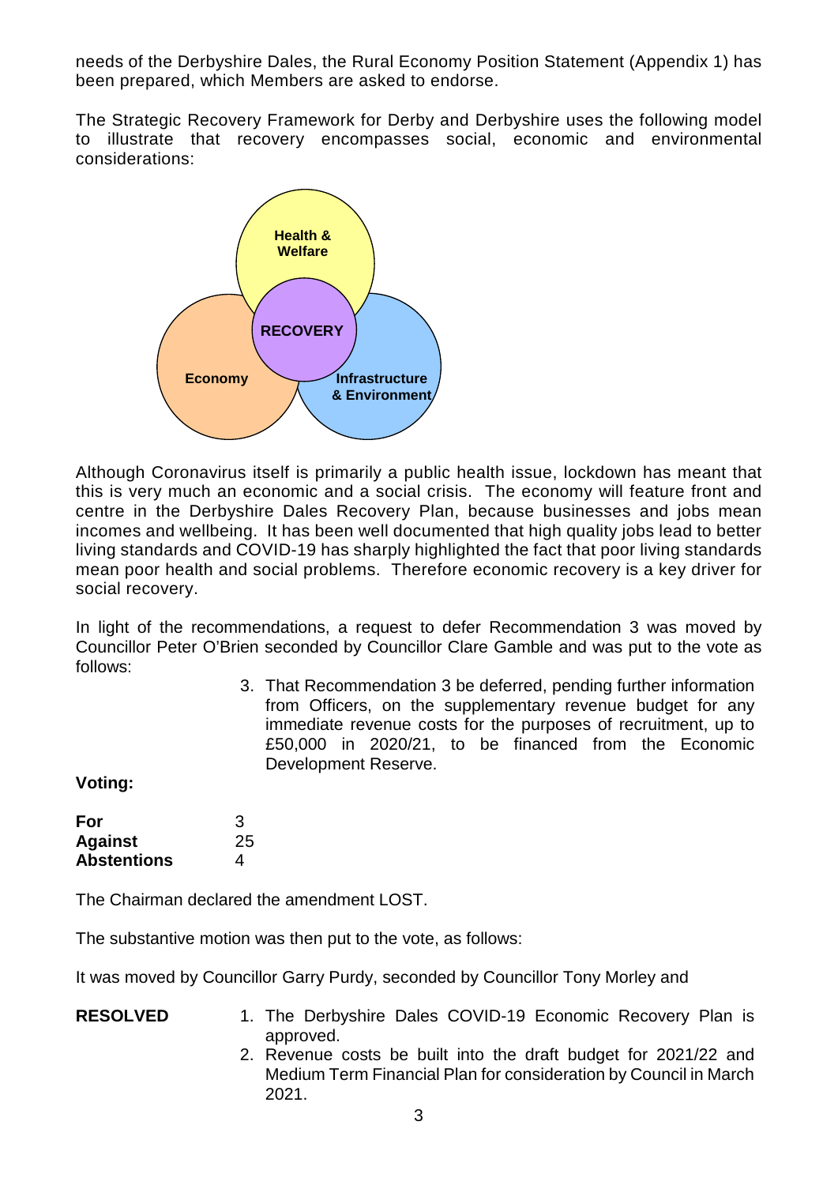needs of the Derbyshire Dales, the Rural Economy Position Statement (Appendix 1) has been prepared, which Members are asked to endorse.

The Strategic Recovery Framework for Derby and Derbyshire uses the following model to illustrate that recovery encompasses social, economic and environmental considerations:

Health & Welfare

RECOVERY

Economy

Infrastructure & Environment

Although Coronavirus itself is primarily a public health issue, lockdown has meant that this is very much an economic and a social crisis. The economy will feature front and centre in the Derbyshire Dales Recovery Plan, because businesses and jobs mean incomes and wellbeing. It has been well documented that high quality jobs lead to better living standards and COVID-19 has sharply highlighted the fact that poor living standards mean poor health and social problems. Therefore economic recovery is a key driver for social recovery.

In light of the recommendations, a request to defer Recommendation 3 was moved by Councillor Peter O'Brien seconded by Councillor Clare Gamble and was put to the vote as follows:

3. That Recommendation 3 be deferred, pending further information from Officers, on the supplementary revenue budget for any immediate revenue costs for the purposes of recruitment, up to £50,000 in 2020/21, to be financed from the Economic Development Reserve.

**Voting:**

| | |
|---|---|
| **For** | 3 |
| **Against** | 25 |
| **Abstentions** | 4 |

The Chairman declared the amendment LOST.

The substantive motion was then put to the vote, as follows:

It was moved by Councillor Garry Purdy, seconded by Councillor Tony Morley and

**RESOLVED**

1. The Derbyshire Dales COVID-19 Economic Recovery Plan is approved.
2. Revenue costs be built into the draft budget for 2021/22 and Medium Term Financial Plan for consideration by Council in March 2021.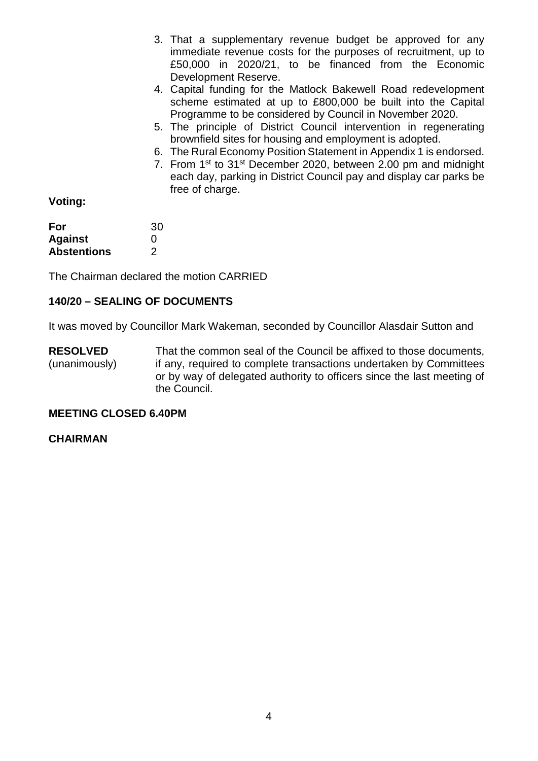3. That a supplementary revenue budget be approved for any immediate revenue costs for the purposes of recruitment, up to £50,000 in 2020/21, to be financed from the Economic Development Reserve.
4. Capital funding for the Matlock Bakewell Road redevelopment scheme estimated at up to £800,000 be built into the Capital Programme to be considered by Council in November 2020.
5. The principle of District Council intervention in regenerating brownfield sites for housing and employment is adopted.
6. The Rural Economy Position Statement in Appendix 1 is endorsed.
7. From 1st to 31st December 2020, between 2.00 pm and midnight each day, parking in District Council pay and display car parks be free of charge.

**Voting:**

| | |
|---|---|
| **For** | 30 |
| **Against** | 0 |
| **Abstentions** | 2 |

The Chairman declared the motion CARRIED

**140/20 – SEALING OF DOCUMENTS**

It was moved by Councillor Mark Wakeman, seconded by Councillor Alasdair Sutton and

**RESOLVED** (unanimously) That the common seal of the Council be affixed to those documents, if any, required to complete transactions undertaken by Committees or by way of delegated authority to officers since the last meeting of the Council.

**MEETING CLOSED 6.40PM**

**CHAIRMAN**